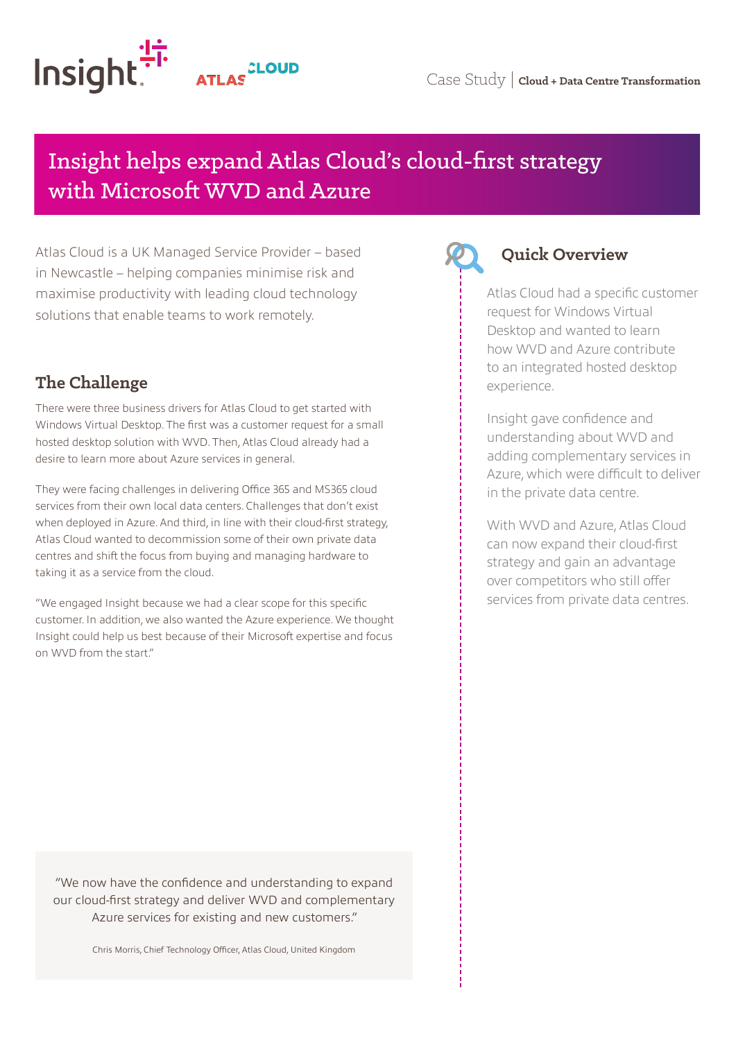Case Study | **Cloud + Data Centre Transformation**

# Insight helps expand Atlas Cloud's cloud-first strategy with Microsoft WVD and Azure

Atlas Cloud is a UK Managed Service Provider – based in Newcastle – helping companies minimise risk and maximise productivity with leading cloud technology solutions that enable teams to work remotely.

## The Challenge

There were three business drivers for Atlas Cloud to get started with Windows Virtual Desktop. The first was a customer request for a small hosted desktop solution with WVD. Then, Atlas Cloud already had a desire to learn more about Azure services in general.

They were facing challenges in delivering Office 365 and MS365 cloud services from their own local data centers. Challenges that don't exist when deployed in Azure. And third, in line with their cloud-first strategy, Atlas Cloud wanted to decommission some of their own private data centres and shift the focus from buying and managing hardware to taking it as a service from the cloud.

"We engaged Insight because we had a clear scope for this specific customer. In addition, we also wanted the Azure experience. We thought Insight could help us best because of their Microsoft expertise and focus on WVD from the start."

> "We now have the confidence and understanding to expand our cloud-first strategy and deliver WVD and complementary Azure services for existing and new customers."
>
> Chris Morris, Chief Technology Officer, Atlas Cloud, United Kingdom

## Quick Overview

Atlas Cloud had a specific customer request for Windows Virtual Desktop and wanted to learn how WVD and Azure contribute to an integrated hosted desktop experience.

Insight gave confidence and understanding about WVD and adding complementary services in Azure, which were difficult to deliver in the private data centre.

With WVD and Azure, Atlas Cloud can now expand their cloud-first strategy and gain an advantage over competitors who still offer services from private data centres.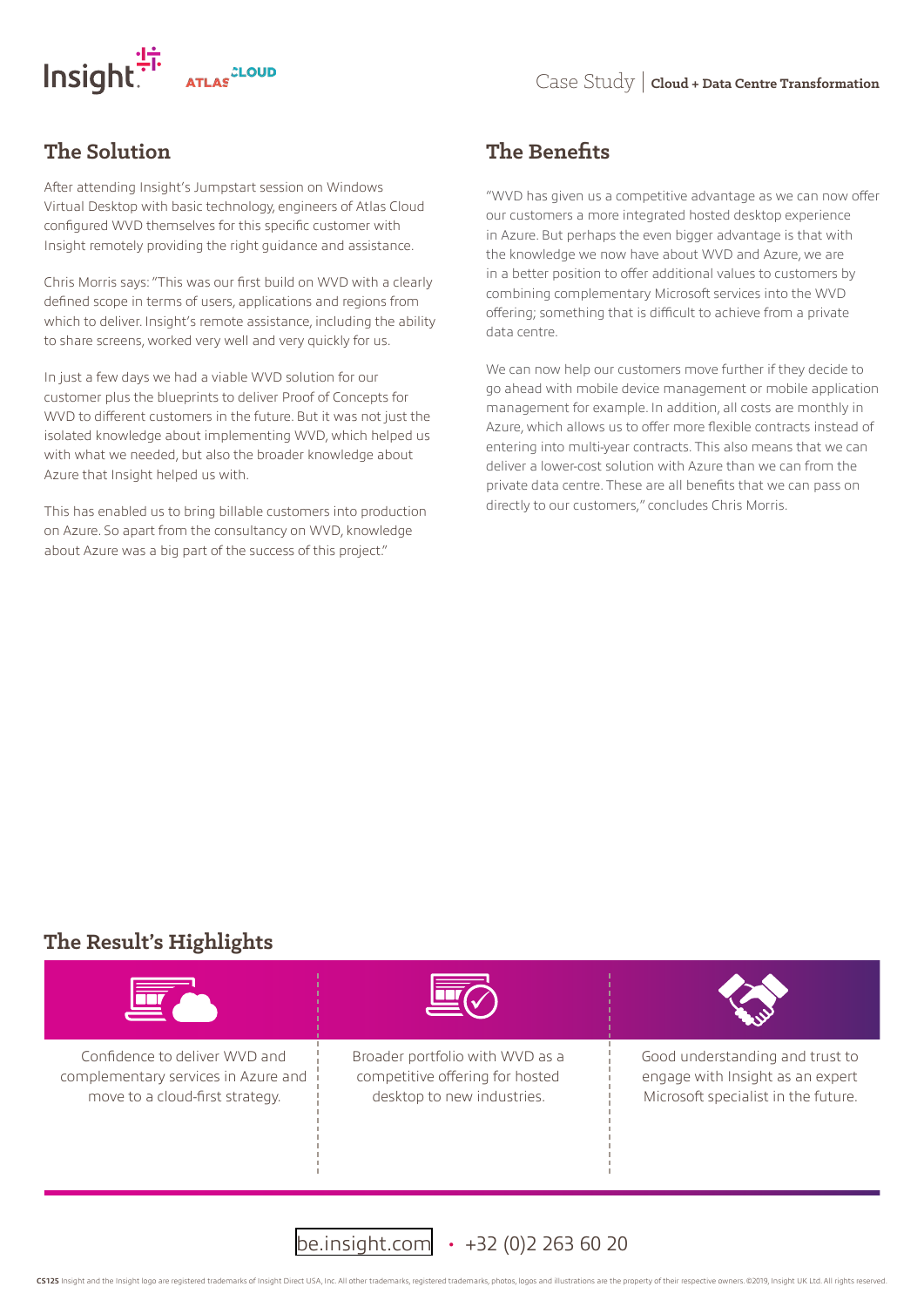## The Solution

After attending Insight's Jumpstart session on Windows Virtual Desktop with basic technology, engineers of Atlas Cloud configured WVD themselves for this specific customer with Insight remotely providing the right guidance and assistance.

Chris Morris says: "This was our first build on WVD with a clearly defined scope in terms of users, applications and regions from which to deliver. Insight's remote assistance, including the ability to share screens, worked very well and very quickly for us.

In just a few days we had a viable WVD solution for our customer plus the blueprints to deliver Proof of Concepts for WVD to different customers in the future. But it was not just the isolated knowledge about implementing WVD, which helped us with what we needed, but also the broader knowledge about Azure that Insight helped us with.

This has enabled us to bring billable customers into production on Azure. So apart from the consultancy on WVD, knowledge about Azure was a big part of the success of this project."

## The Benefits

"WVD has given us a competitive advantage as we can now offer our customers a more integrated hosted desktop experience in Azure. But perhaps the even bigger advantage is that with the knowledge we now have about WVD and Azure, we are in a better position to offer additional values to customers by combining complementary Microsoft services into the WVD offering; something that is difficult to achieve from a private data centre.

We can now help our customers move further if they decide to go ahead with mobile device management or mobile application management for example. In addition, all costs are monthly in Azure, which allows us to offer more flexible contracts instead of entering into multi-year contracts. This also means that we can deliver a lower-cost solution with Azure than we can from the private data centre. These are all benefits that we can pass on directly to our customers," concludes Chris Morris.

## The Result's Highlights

Confidence to deliver WVD and complementary services in Azure and move to a cloud-first strategy.

Broader portfolio with WVD as a competitive offering for hosted desktop to new industries.

Good understanding and trust to engage with Insight as an expert Microsoft specialist in the future.

be.insight.com • +32 (0)2 263 60 20

CS125 Insight and the Insight logo are registered trademarks of Insight Direct USA, Inc. All other trademarks, registered trademarks, photos, logos and illustrations are the property of their respective owners. ©2019, Insight UK Ltd. All rights reserved.